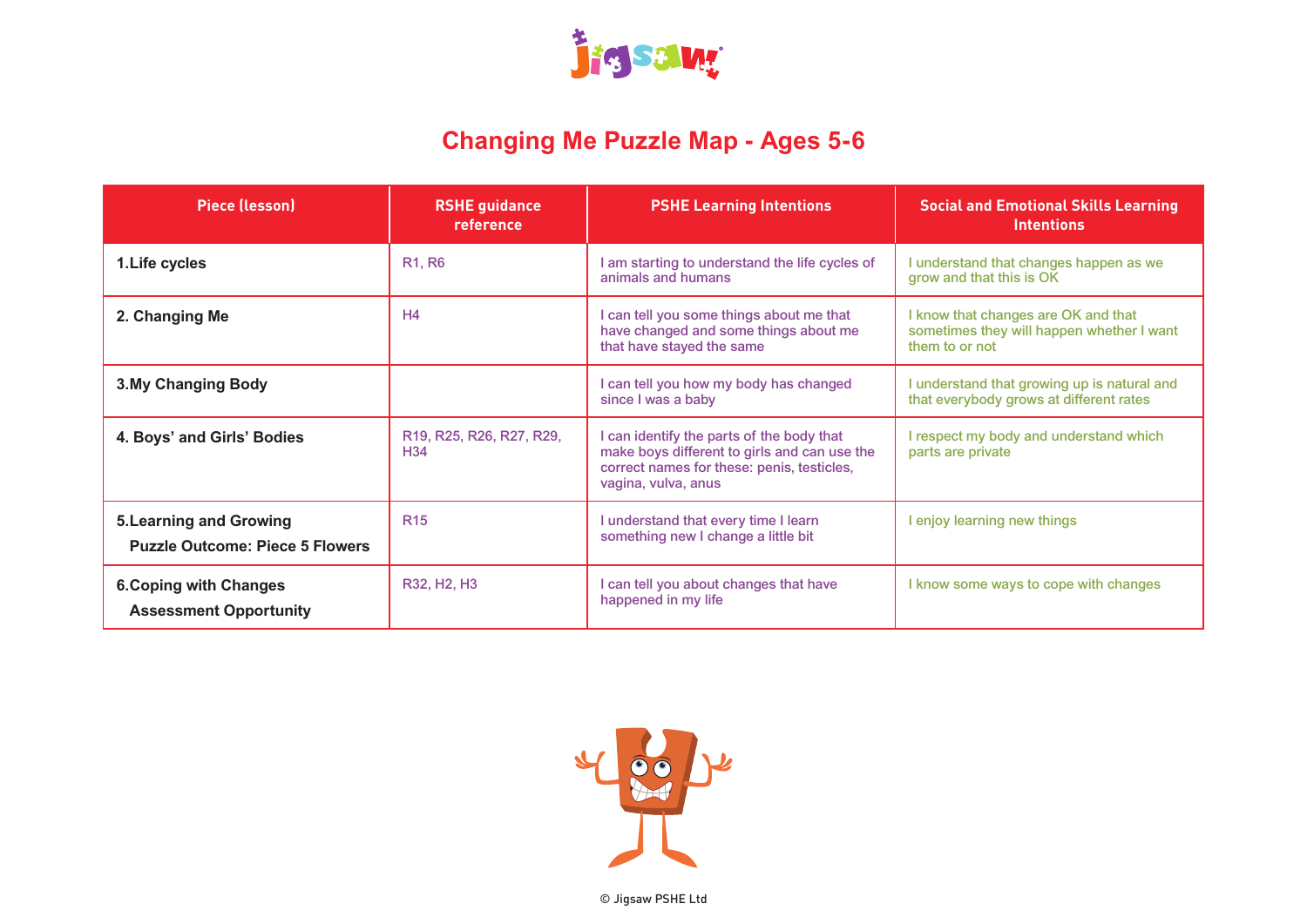# Changing Me Puzzle Map - Ages 5-6

| Piece (lesson) | RSHE guidance reference | PSHE Learning Intentions | Social and Emotional Skills Learning Intentions |
|---|---|---|---|
| **1.Life cycles** | R1, R6 | I am starting to understand the life cycles of animals and humans | I understand that changes happen as we grow and that this is OK |
| **2. Changing Me** | H4 | I can tell you some things about me that have changed and some things about me that have stayed the same | I know that changes are OK and that sometimes they will happen whether I want them to or not |
| **3.My Changing Body** | | I can tell you how my body has changed since I was a baby | I understand that growing up is natural and that everybody grows at different rates |
| **4. Boys' and Girls' Bodies** | R19, R25, R26, R27, R29, H34 | I can identify the parts of the body that make boys different to girls and can use the correct names for these: penis, testicles, vagina, vulva, anus | I respect my body and understand which parts are private |
| **5.Learning and Growing**<br>**Puzzle Outcome: Piece 5 Flowers** | R15 | I understand that every time I learn something new I change a little bit | I enjoy learning new things |
| **6.Coping with Changes**<br>**Assessment Opportunity** | R32, H2, H3 | I can tell you about changes that have happened in my life | I know some ways to cope with changes |

© Jigsaw PSHE Ltd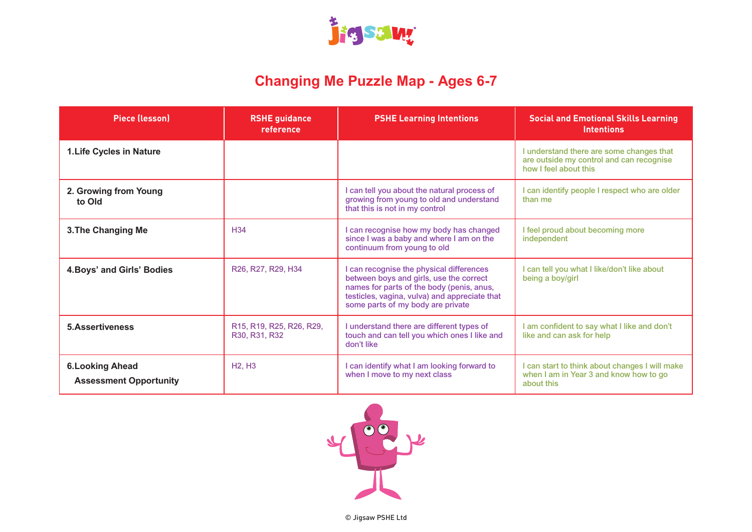# Changing Me Puzzle Map - Ages 6-7

| Piece (lesson) | RSHE guidance reference | PSHE Learning Intentions | Social and Emotional Skills Learning Intentions |
|---|---|---|---|
| **1.Life Cycles in Nature** | | | I understand there are some changes that are outside my control and can recognise how I feel about this |
| **2. Growing from Young to Old** | | I can tell you about the natural process of growing from young to old and understand that this is not in my control | I can identify people I respect who are older than me |
| **3.The Changing Me** | H34 | I can recognise how my body has changed since I was a baby and where I am on the continuum from young to old | I feel proud about becoming more independent |
| **4.Boys' and Girls' Bodies** | R26, R27, R29, H34 | I can recognise the physical differences between boys and girls, use the correct names for parts of the body (penis, anus, testicles, vagina, vulva) and appreciate that some parts of my body are private | I can tell you what I like/don't like about being a boy/girl |
| **5.Assertiveness** | R15, R19, R25, R26, R29, R30, R31, R32 | I understand there are different types of touch and can tell you which ones I like and don't like | I am confident to say what I like and don't like and can ask for help |
| **6.Looking Ahead** **Assessment Opportunity** | H2, H3 | I can identify what I am looking forward to when I move to my next class | I can start to think about changes I will make when I am in Year 3 and know how to go about this |

© Jigsaw PSHE Ltd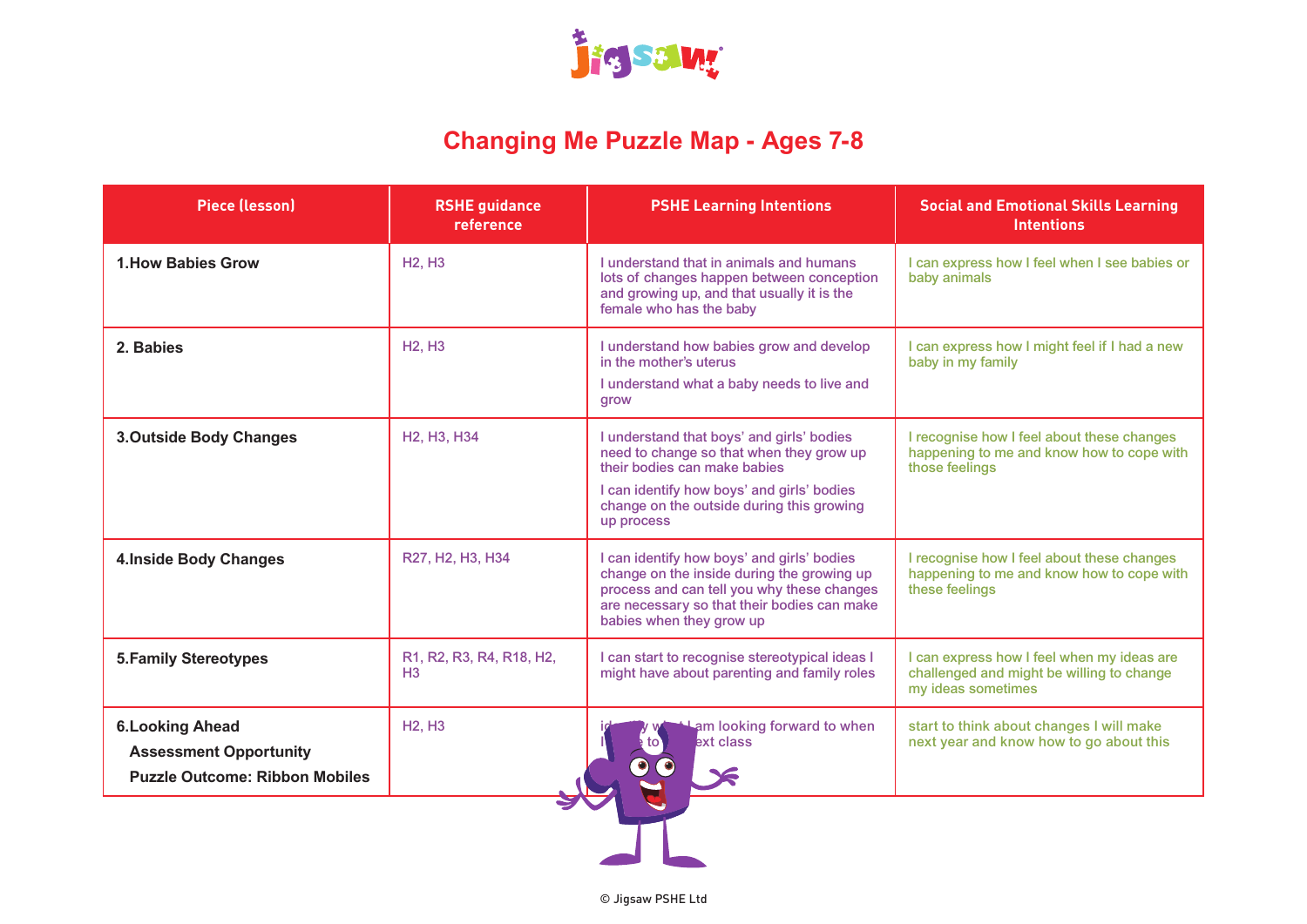# Changing Me Puzzle Map - Ages 7-8

| Piece (lesson) | RSHE guidance reference | PSHE Learning Intentions | Social and Emotional Skills Learning Intentions |
|---|---|---|---|
| **1.How Babies Grow** | H2, H3 | I understand that in animals and humans lots of changes happen between conception and growing up, and that usually it is the female who has the baby | I can express how I feel when I see babies or baby animals |
| **2. Babies** | H2, H3 | I understand how babies grow and develop in the mother's uterus<br><br>I understand what a baby needs to live and grow | I can express how I might feel if I had a new baby in my family |
| **3.Outside Body Changes** | H2, H3, H34 | I understand that boys' and girls' bodies need to change so that when they grow up their bodies can make babies<br><br>I can identify how boys' and girls' bodies change on the outside during this growing up process | I recognise how I feel about these changes happening to me and know how to cope with those feelings |
| **4.Inside Body Changes** | R27, H2, H3, H34 | I can identify how boys' and girls' bodies change on the inside during the growing up process and can tell you why these changes are necessary so that their bodies can make babies when they grow up | I recognise how I feel about these changes happening to me and know how to cope with these feelings |
| **5.Family Stereotypes** | R1, R2, R3, R4, R18, H2, H3 | I can start to recognise stereotypical ideas I might have about parenting and family roles | I can express how I feel when my ideas are challenged and might be willing to change my ideas sometimes |
| **6.Looking Ahead**<br>**Assessment Opportunity**<br>**Puzzle Outcome: Ribbon Mobiles** | H2, H3 | id... y w... I am looking forward to when I ... to ... ext class | start to think about changes I will make next year and know how to go about this |

© Jigsaw PSHE Ltd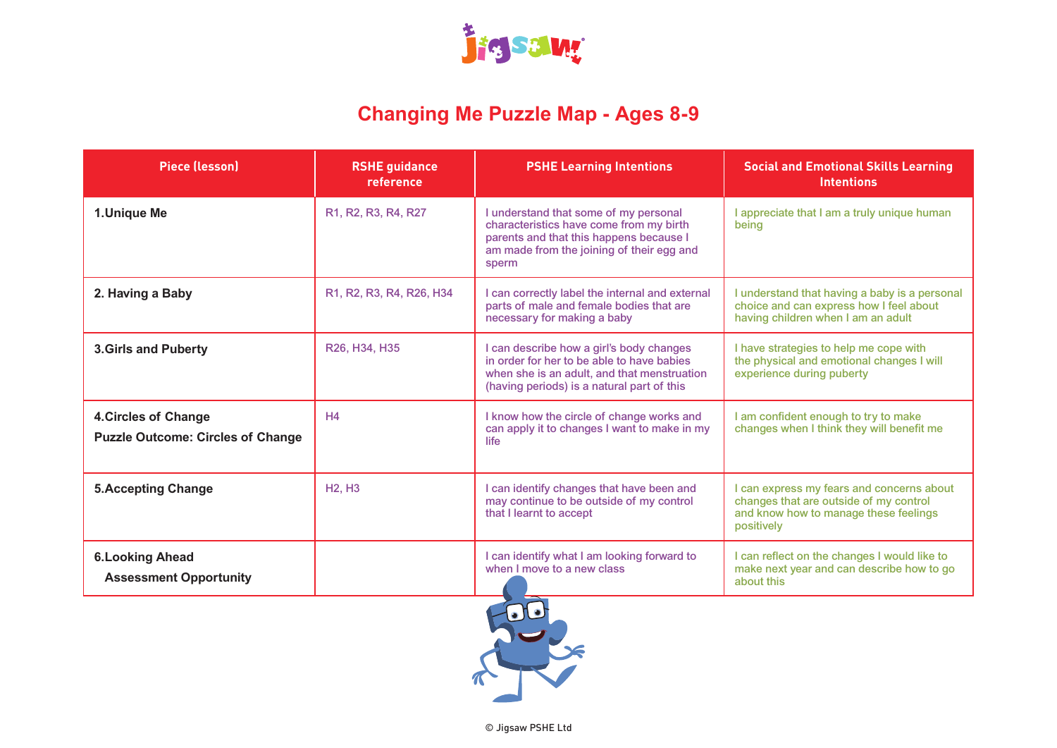# Changing Me Puzzle Map - Ages 8-9

| Piece (lesson) | RSHE guidance reference | PSHE Learning Intentions | Social and Emotional Skills Learning Intentions |
|---|---|---|---|
| **1.Unique Me** | R1, R2, R3, R4, R27 | I understand that some of my personal characteristics have come from my birth parents and that this happens because I am made from the joining of their egg and sperm | I appreciate that I am a truly unique human being |
| **2. Having a Baby** | R1, R2, R3, R4, R26, H34 | I can correctly label the internal and external parts of male and female bodies that are necessary for making a baby | I understand that having a baby is a personal choice and can express how I feel about having children when I am an adult |
| **3.Girls and Puberty** | R26, H34, H35 | I can describe how a girl's body changes in order for her to be able to have babies when she is an adult, and that menstruation (having periods) is a natural part of this | I have strategies to help me cope with the physical and emotional changes I will experience during puberty |
| **4.Circles of Change** **Puzzle Outcome: Circles of Change** | H4 | I know how the circle of change works and can apply it to changes I want to make in my life | I am confident enough to try to make changes when I think they will benefit me |
| **5.Accepting Change** | H2, H3 | I can identify changes that have been and may continue to be outside of my control that I learnt to accept | I can express my fears and concerns about changes that are outside of my control and know how to manage these feelings positively |
| **6.Looking Ahead** **Assessment Opportunity** | | I can identify what I am looking forward to when I move to a new class | I can reflect on the changes I would like to make next year and can describe how to go about this |

© Jigsaw PSHE Ltd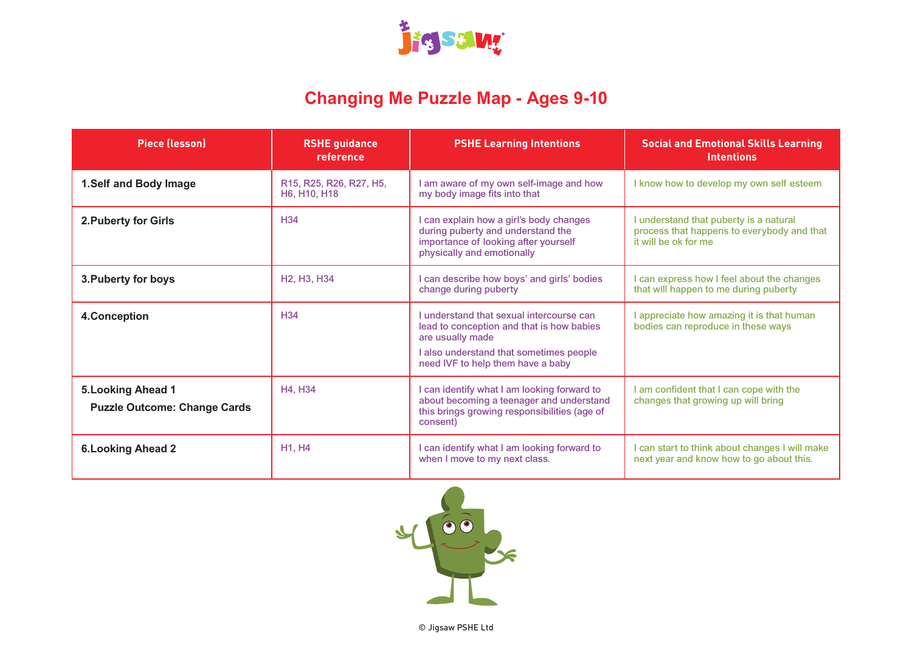# Changing Me Puzzle Map - Ages 9-10

| Piece (lesson) | RSHE guidance reference | PSHE Learning Intentions | Social and Emotional Skills Learning Intentions |
|---|---|---|---|
| **1.Self and Body Image** | R15, R25, R26, R27, H5, H6, H10, H18 | I am aware of my own self-image and how my body image fits into that | I know how to develop my own self esteem |
| **2.Puberty for Girls** | H34 | I can explain how a girl's body changes during puberty and understand the importance of looking after yourself physically and emotionally | I understand that puberty is a natural process that happens to everybody and that it will be ok for me |
| **3.Puberty for boys** | H2, H3, H34 | I can describe how boys' and girls' bodies change during puberty | I can express how I feel about the changes that will happen to me during puberty |
| **4.Conception** | H34 | I understand that sexual intercourse can lead to conception and that is how babies are usually made<br>I also understand that sometimes people need IVF to help them have a baby | I appreciate how amazing it is that human bodies can reproduce in these ways |
| **5.Looking Ahead 1**<br>**Puzzle Outcome: Change Cards** | H4, H34 | I can identify what I am looking forward to about becoming a teenager and understand this brings growing responsibilities (age of consent) | I am confident that I can cope with the changes that growing up will bring |
| **6.Looking Ahead 2** | H1, H4 | I can identify what I am looking forward to when I move to my next class. | I can start to think about changes I will make next year and know how to go about this. |

© Jigsaw PSHE Ltd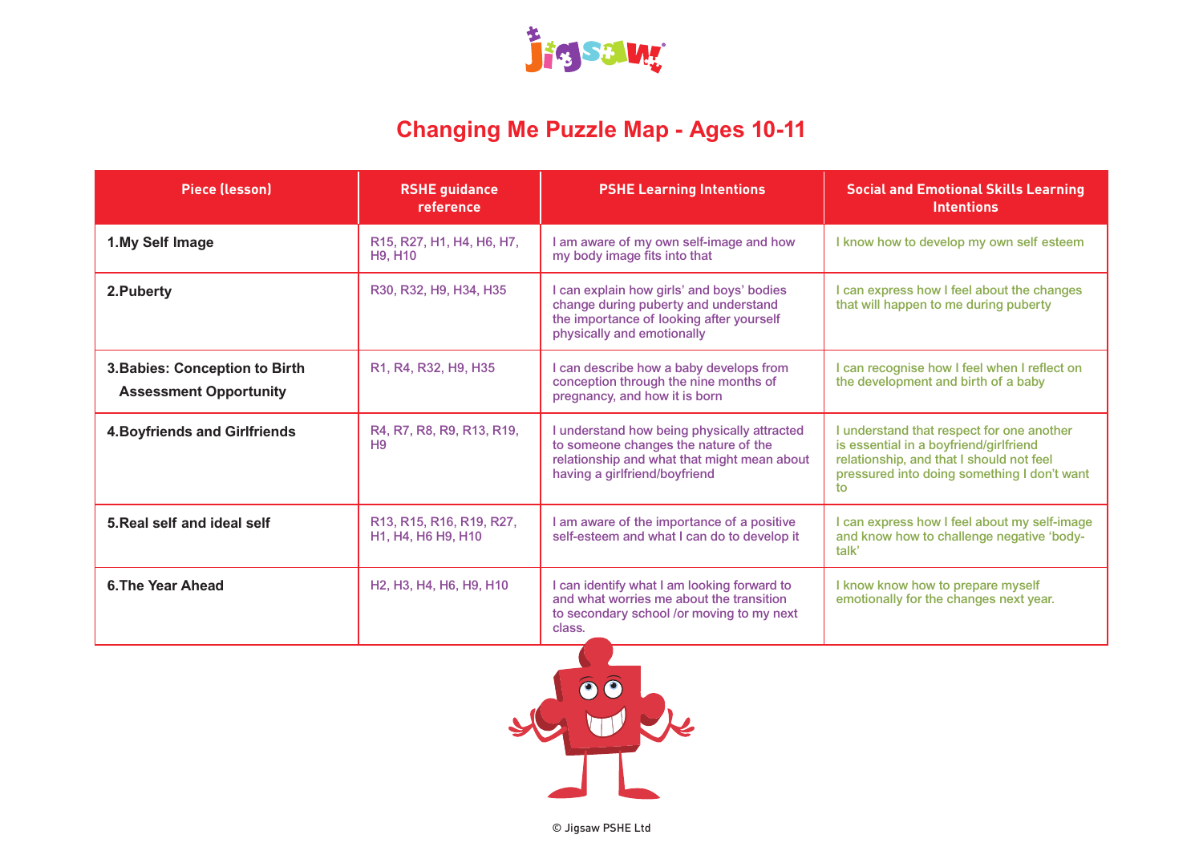# Changing Me Puzzle Map - Ages 10-11

| Piece (lesson) | RSHE guidance reference | PSHE Learning Intentions | Social and Emotional Skills Learning Intentions |
|---|---|---|---|
| **1.My Self Image** | R15, R27, H1, H4, H6, H7, H9, H10 | I am aware of my own self-image and how my body image fits into that | I know how to develop my own self esteem |
| **2.Puberty** | R30, R32, H9, H34, H35 | I can explain how girls' and boys' bodies change during puberty and understand the importance of looking after yourself physically and emotionally | I can express how I feel about the changes that will happen to me during puberty |
| **3.Babies: Conception to Birth**<br>**Assessment Opportunity** | R1, R4, R32, H9, H35 | I can describe how a baby develops from conception through the nine months of pregnancy, and how it is born | I can recognise how I feel when I reflect on the development and birth of a baby |
| **4.Boyfriends and Girlfriends** | R4, R7, R8, R9, R13, R19, H9 | I understand how being physically attracted to someone changes the nature of the relationship and what that might mean about having a girlfriend/boyfriend | I understand that respect for one another is essential in a boyfriend/girlfriend relationship, and that I should not feel pressured into doing something I don't want to |
| **5.Real self and ideal self** | R13, R15, R16, R19, R27, H1, H4, H6 H9, H10 | I am aware of the importance of a positive self-esteem and what I can do to develop it | I can express how I feel about my self-image and know how to challenge negative 'body-talk' |
| **6.The Year Ahead** | H2, H3, H4, H6, H9, H10 | I can identify what I am looking forward to and what worries me about the transition to secondary school /or moving to my next class. | I know know how to prepare myself emotionally for the changes next year. |

© Jigsaw PSHE Ltd